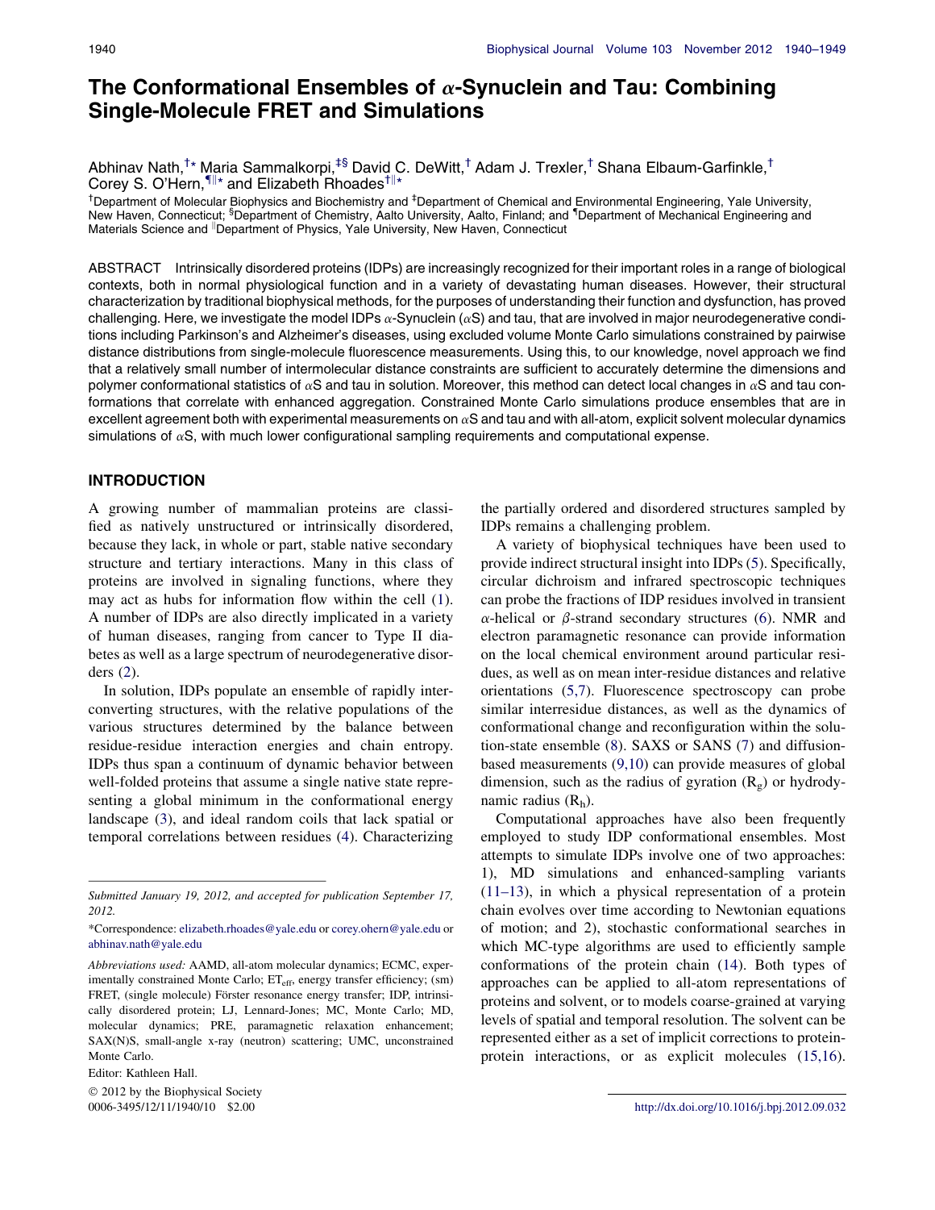# The Conformational Ensembles of $\alpha$-Synuclein and Tau: Combining Single-Molecule FRET and Simulations

Abhinav Nath,[†*] Maria Sammalkorpi,[‡§] David C. DeWitt,[†] Adam J. Trexler,[†] Shana Elbaum-Garfinkle,[†] Corey S. O'Hern,[¶‖*] and Elizabeth Rhoades[†‖*]

[†]Department of Molecular Biophysics and Biochemistry and [‡]Department of Chemical and Environmental Engineering, Yale University, New Haven, Connecticut; [§]Department of Chemistry, Aalto University, Aalto, Finland; and [¶]Department of Mechanical Engineering and Materials Science and [‖]Department of Physics, Yale University, New Haven, Connecticut

ABSTRACT Intrinsically disordered proteins (IDPs) are increasingly recognized for their important roles in a range of biological contexts, both in normal physiological function and in a variety of devastating human diseases. However, their structural characterization by traditional biophysical methods, for the purposes of understanding their function and dysfunction, has proved challenging. Here, we investigate the model IDPs $\alpha$-Synuclein ($\alpha$S) and tau, that are involved in major neurodegenerative conditions including Parkinson's and Alzheimer's diseases, using excluded volume Monte Carlo simulations constrained by pairwise distance distributions from single-molecule fluorescence measurements. Using this, to our knowledge, novel approach we find that a relatively small number of intermolecular distance constraints are sufficient to accurately determine the dimensions and polymer conformational statistics of $\alpha$S and tau in solution. Moreover, this method can detect local changes in $\alpha$S and tau conformations that correlate with enhanced aggregation. Constrained Monte Carlo simulations produce ensembles that are in excellent agreement both with experimental measurements on $\alpha$S and tau and with all-atom, explicit solvent molecular dynamics simulations of $\alpha$S, with much lower configurational sampling requirements and computational expense.

## INTRODUCTION

A growing number of mammalian proteins are classified as natively unstructured or intrinsically disordered, because they lack, in whole or part, stable native secondary structure and tertiary interactions. Many in this class of proteins are involved in signaling functions, where they may act as hubs for information flow within the cell (1). A number of IDPs are also directly implicated in a variety of human diseases, ranging from cancer to Type II diabetes as well as a large spectrum of neurodegenerative disorders (2).

In solution, IDPs populate an ensemble of rapidly interconverting structures, with the relative populations of the various structures determined by the balance between residue-residue interaction energies and chain entropy. IDPs thus span a continuum of dynamic behavior between well-folded proteins that assume a single native state representing a global minimum in the conformational energy landscape (3), and ideal random coils that lack spatial or temporal correlations between residues (4). Characterizing the partially ordered and disordered structures sampled by IDPs remains a challenging problem.

A variety of biophysical techniques have been used to provide indirect structural insight into IDPs (5). Specifically, circular dichroism and infrared spectroscopic techniques can probe the fractions of IDP residues involved in transient $\alpha$-helical or $\beta$-strand secondary structures (6). NMR and electron paramagnetic resonance can provide information on the local chemical environment around particular residues, as well as on mean inter-residue distances and relative orientations (5,7). Fluorescence spectroscopy can probe similar interresidue distances, as well as the dynamics of conformational change and reconfiguration within the solution-state ensemble (8). SAXS or SANS (7) and diffusion-based measurements (9,10) can provide measures of global dimension, such as the radius of gyration ($R_g$) or hydrodynamic radius ($R_h$).

Computational approaches have also been frequently employed to study IDP conformational ensembles. Most attempts to simulate IDPs involve one of two approaches: 1), MD simulations and enhanced-sampling variants (11–13), in which a physical representation of a protein chain evolves over time according to Newtonian equations of motion; and 2), stochastic conformational searches in which MC-type algorithms are used to efficiently sample conformations of the protein chain (14). Both types of approaches can be applied to all-atom representations of proteins and solvent, or to models coarse-grained at varying levels of spatial and temporal resolution. The solvent can be represented either as a set of implicit corrections to protein-protein interactions, or as explicit molecules (15,16).

Submitted January 19, 2012, and accepted for publication September 17, 2012.

*Correspondence: elizabeth.rhoades@yale.edu or corey.ohern@yale.edu or abhinav.nath@yale.edu

*Abbreviations used:* AAMD, all-atom molecular dynamics; ECMC, experimentally constrained Monte Carlo; $ET_{eff}$, energy transfer efficiency; (sm) FRET, (single molecule) Förster resonance energy transfer; IDP, intrinsically disordered protein; LJ, Lennard-Jones; MC, Monte Carlo; MD, molecular dynamics; PRE, paramagnetic relaxation enhancement; SAX(N)S, small-angle x-ray (neutron) scattering; UMC, unconstrained Monte Carlo.

Editor: Kathleen Hall.

© 2012 by the Biophysical Society
0006-3495/12/11/1940/10 $2.00

http://dx.doi.org/10.1016/j.bpj.2012.09.032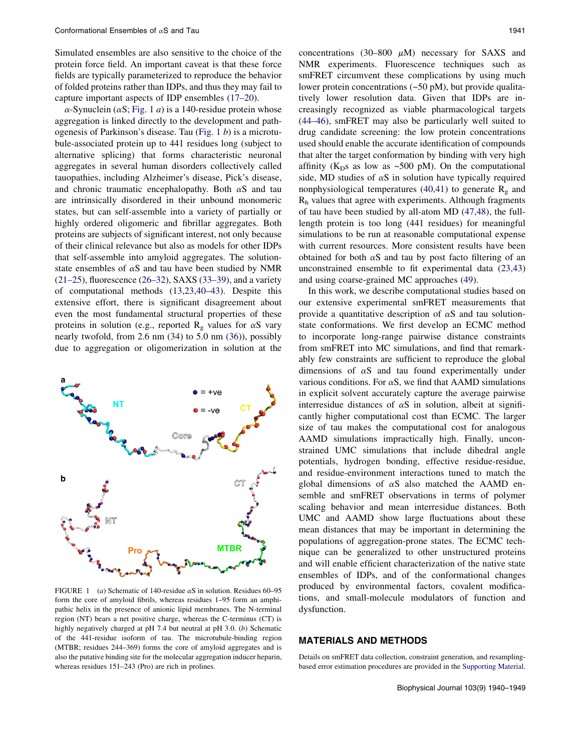Simulated ensembles are also sensitive to the choice of the protein force field. An important caveat is that these force fields are typically parameterized to reproduce the behavior of folded proteins rather than IDPs, and thus they may fail to capture important aspects of IDP ensembles (17–20).

α-Synuclein (αS; Fig. 1 *a*) is a 140-residue protein whose aggregation is linked directly to the development and pathogenesis of Parkinson's disease. Tau (Fig. 1 *b*) is a microtubule-associated protein up to 441 residues long (subject to alternative splicing) that forms characteristic neuronal aggregates in several human disorders collectively called tauopathies, including Alzheimer's disease, Pick's disease, and chronic traumatic encephalopathy. Both αS and tau are intrinsically disordered in their unbound monomeric states, but can self-assemble into a variety of partially or highly ordered oligomeric and fibrillar aggregates. Both proteins are subjects of significant interest, not only because of their clinical relevance but also as models for other IDPs that self-assemble into amyloid aggregates. The solution-state ensembles of αS and tau have been studied by NMR (21–25), fluorescence (26–32), SAXS (33–39), and a variety of computational methods (13,23,40–43). Despite this extensive effort, there is significant disagreement about even the most fundamental structural properties of these proteins in solution (e.g., reported $R_g$ values for αS vary nearly twofold, from 2.6 nm (34) to 5.0 nm (36)), possibly due to aggregation or oligomerization in solution at the concentrations (30–800 μM) necessary for SAXS and NMR experiments. Fluorescence techniques such as smFRET circumvent these complications by using much lower protein concentrations (~50 pM), but provide qualitatively lower resolution data. Given that IDPs are increasingly recognized as viable pharmacological targets (44–46), smFRET may also be particularly well suited to drug candidate screening: the low protein concentrations used should enable the accurate identification of compounds that alter the target conformation by binding with very high affinity ($K_D$s as low as ~500 pM). On the computational side, MD studies of αS in solution have typically required nonphysiological temperatures (40,41) to generate $R_g$ and $R_h$ values that agree with experiments. Although fragments of tau have been studied by all-atom MD (47,48), the full-length protein is too long (441 residues) for meaningful simulations to be run at reasonable computational expense with current resources. More consistent results have been obtained for both αS and tau by post facto filtering of an unconstrained ensemble to fit experimental data (23,43) and using coarse-grained MC approaches (49).

FIGURE 1 (*a*) Schematic of 140-residue αS in solution. Residues 60–95 form the core of amyloid fibrils, whereas residues 1–95 form an amphipathic helix in the presence of anionic lipid membranes. The N-terminal region (NT) bears a net positive charge, whereas the C-terminus (CT) is highly negatively charged at pH 7.4 but neutral at pH 3.0. (*b*) Schematic of the 441-residue isoform of tau. The microtubule-binding region (MTBR; residues 244–369) forms the core of amyloid aggregates and is also the putative binding site for the molecular aggregation inducer heparin, whereas residues 151–243 (Pro) are rich in prolines.

In this work, we describe computational studies based on our extensive experimental smFRET measurements that provide a quantitative description of αS and tau solution-state conformations. We first develop an ECMC method to incorporate long-range pairwise distance constraints from smFRET into MC simulations, and find that remarkably few constraints are sufficient to reproduce the global dimensions of αS and tau found experimentally under various conditions. For αS, we find that AAMD simulations in explicit solvent accurately capture the average pairwise interresidue distances of αS in solution, albeit at significantly higher computational cost than ECMC. The larger size of tau makes the computational cost for analogous AAMD simulations impractically high. Finally, unconstrained UMC simulations that include dihedral angle potentials, hydrogen bonding, effective residue-residue, and residue-environment interactions tuned to match the global dimensions of αS also matched the AAMD ensemble and smFRET observations in terms of polymer scaling behavior and mean interresidue distances. Both UMC and AAMD show large fluctuations about these mean distances that may be important in determining the populations of aggregation-prone states. The ECMC technique can be generalized to other unstructured proteins and will enable efficient characterization of the native state ensembles of IDPs, and of the conformational changes produced by environmental factors, covalent modifications, and small-molecule modulators of function and dysfunction.

## MATERIALS AND METHODS

Details on smFRET data collection, constraint generation, and resampling-based error estimation procedures are provided in the Supporting Material.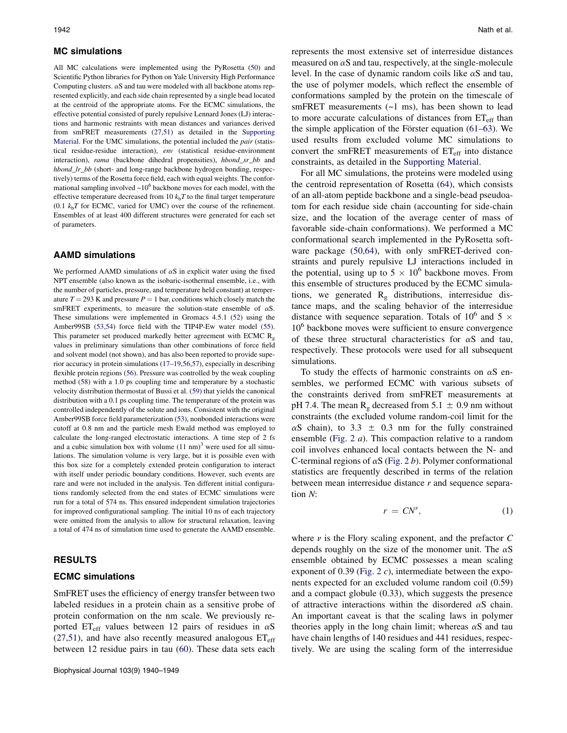### MC simulations

All MC calculations were implemented using the PyRosetta (50) and Scientific Python libraries for Python on Yale University High Performance Computing clusters. αS and tau were modeled with all backbone atoms represented explicitly, and each side chain represented by a single bead located at the centroid of the appropriate atoms. For the ECMC simulations, the effective potential consisted of purely repulsive Lennard Jones (LJ) interactions and harmonic restraints with mean distances and variances derived from smFRET measurements (27,51) as detailed in the Supporting Material. For the UMC simulations, the potential included the *pair* (statistical residue-residue interaction), *env* (statistical residue-environment interaction), *rama* (backbone dihedral propensities), *hbond_sr_bb* and *hbond_lr_bb* (short- and long-range backbone hydrogen bonding, respectively) terms of the Rosetta force field, each with equal weights. The conformational sampling involved ~$10^6$ backbone moves for each model, with the effective temperature decreased from 10 $k_bT$ to the final target temperature (0.1 $k_bT$ for ECMC, varied for UMC) over the course of the refinement. Ensembles of at least 400 different structures were generated for each set of parameters.

### AAMD simulations

We performed AAMD simulations of αS in explicit water using the fixed NPT ensemble (also known as the isobaric-isothermal ensemble, i.e., with the number of particles, pressure, and temperature held constant) at temperature $T = 293$ K and pressure $P = 1$ bar, conditions which closely match the smFRET experiments, to measure the solution-state ensemble of αS. These simulations were implemented in Gromacs 4.5.1 (52) using the Amber99SB (53,54) force field with the TIP4P-Ew water model (55). This parameter set produced markedly better agreement with ECMC $R_g$ values in preliminary simulations than other combinations of force field and solvent model (not shown), and has also been reported to provide superior accuracy in protein simulations (17–19,56,57), especially in describing flexible protein regions (56). Pressure was controlled by the weak coupling method (58) with a 1.0 ps coupling time and temperature by a stochastic velocity distribution thermostat of Bussi et al. (59) that yields the canonical distribution with a 0.1 ps coupling time. The temperature of the protein was controlled independently of the solute and ions. Consistent with the original Amber99SB force field parameterization (53), nonbonded interactions were cutoff at 0.8 nm and the particle mesh Ewald method was employed to calculate the long-ranged electrostatic interactions. A time step of 2 fs and a cubic simulation box with volume $(11\ \text{nm})^3$ were used for all simulations. The simulation volume is very large, but it is possible even with this box size for a completely extended protein configuration to interact with itself under periodic boundary conditions. However, such events are rare and were not included in the analysis. Ten different initial configurations randomly selected from the end states of ECMC simulations were run for a total of 574 ns. This ensured independent simulation trajectories for improved configurational sampling. The initial 10 ns of each trajectory were omitted from the analysis to allow for structural relaxation, leaving a total of 474 ns of simulation time used to generate the AAMD ensemble.

## RESULTS

### ECMC simulations

SmFRET uses the efficiency of energy transfer between two labeled residues in a protein chain as a sensitive probe of protein conformation on the nm scale. We previously reported $ET_{eff}$ values between 12 pairs of residues in αS (27,51), and have also recently measured analogous $ET_{eff}$ between 12 residue pairs in tau (60). These data sets each represents the most extensive set of interresidue distances measured on αS and tau, respectively, at the single-molecule level. In the case of dynamic random coils like αS and tau, the use of polymer models, which reflect the ensemble of conformations sampled by the protein on the timescale of smFRET measurements (~1 ms), has been shown to lead to more accurate calculations of distances from $ET_{eff}$ than the simple application of the Förster equation (61–63). We used results from excluded volume MC simulations to convert the smFRET measurements of $ET_{eff}$ into distance constraints, as detailed in the Supporting Material.

For all MC simulations, the proteins were modeled using the centroid representation of Rosetta (64), which consists of an all-atom peptide backbone and a single-bead pseudoatom for each residue side chain (accounting for side-chain size, and the location of the average center of mass of favorable side-chain conformations). We performed a MC conformational search implemented in the PyRosetta software package (50,64), with only smFRET-derived constraints and purely repulsive LJ interactions included in the potential, using up to $5 \times 10^6$ backbone moves. From this ensemble of structures produced by the ECMC simulations, we generated $R_g$ distributions, interresidue distance maps, and the scaling behavior of the interresidue distance with sequence separation. Totals of $10^6$ and $5 \times 10^6$ backbone moves were sufficient to ensure convergence of these three structural characteristics for αS and tau, respectively. These protocols were used for all subsequent simulations.

To study the effects of harmonic constraints on αS ensembles, we performed ECMC with various subsets of the constraints derived from smFRET measurements at pH 7.4. The mean $R_g$ decreased from 5.1 ± 0.9 nm without constraints (the excluded volume random-coil limit for the αS chain), to 3.3 ± 0.3 nm for the fully constrained ensemble (Fig. 2 *a*). This compaction relative to a random coil involves enhanced local contacts between the N- and C-terminal regions of αS (Fig. 2 *b*). Polymer conformational statistics are frequently described in terms of the relation between mean interresidue distance $r$ and sequence separation $N$:

$$r = CN^{\nu}, \tag{1}$$

where $\nu$ is the Flory scaling exponent, and the prefactor $C$ depends roughly on the size of the monomer unit. The αS ensemble obtained by ECMC possesses a mean scaling exponent of 0.39 (Fig. 2 *c*), intermediate between the exponents expected for an excluded volume random coil (0.59) and a compact globule (0.33), which suggests the presence of attractive interactions within the disordered αS chain. An important caveat is that the scaling laws in polymer theories apply in the long chain limit; whereas αS and tau have chain lengths of 140 residues and 441 residues, respectively. We are using the scaling form of the interresidue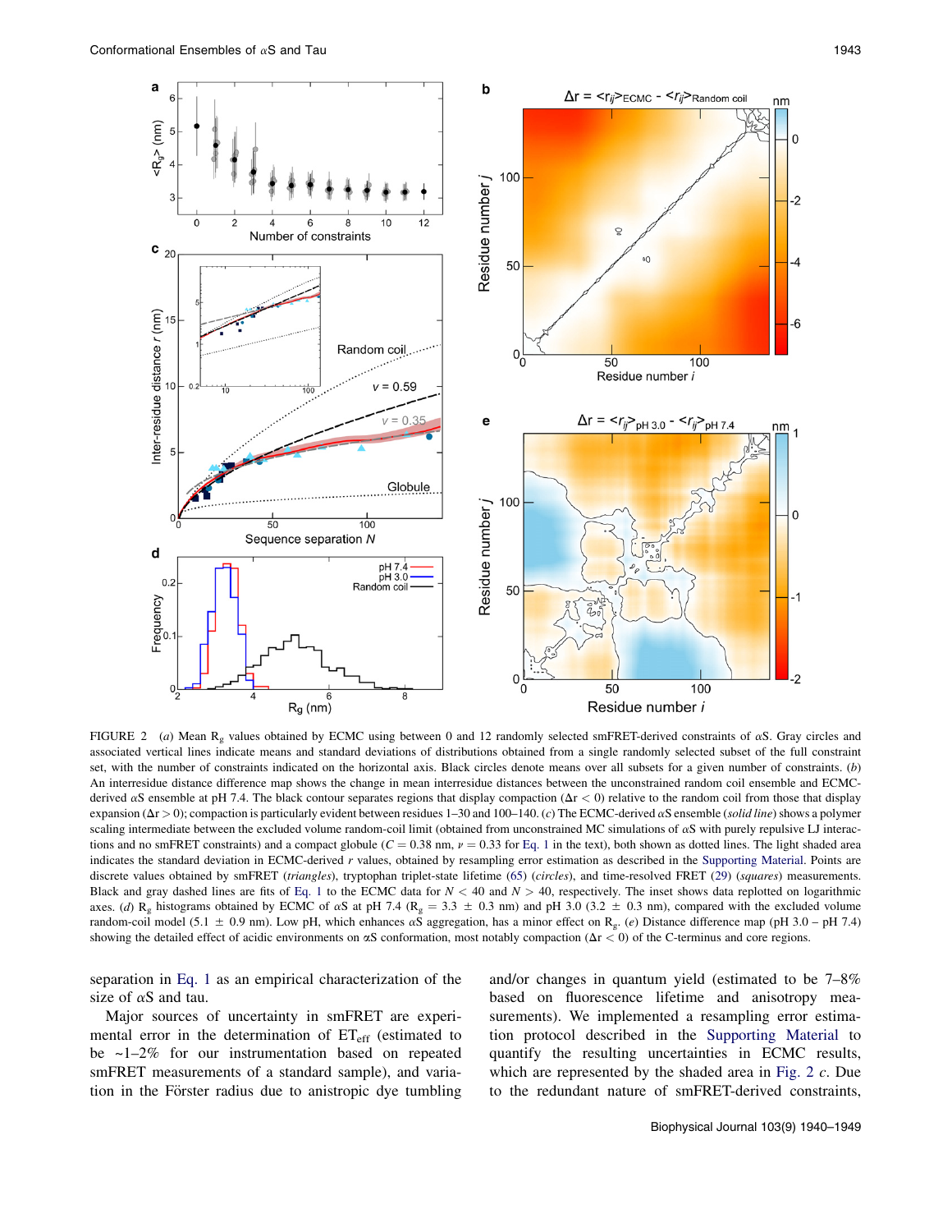FIGURE 2 (*a*) Mean $R_g$ values obtained by ECMC using between 0 and 12 randomly selected smFRET-derived constraints of αS. Gray circles and associated vertical lines indicate means and standard deviations of distributions obtained from a single randomly selected subset of the full constraint set, with the number of constraints indicated on the horizontal axis. Black circles denote means over all subsets for a given number of constraints. (*b*) An interresidue distance difference map shows the change in mean interresidue distances between the unconstrained random coil ensemble and ECMC-derived αS ensemble at pH 7.4. The black contour separates regions that display compaction ($\Delta r < 0$) relative to the random coil from those that display expansion ($\Delta r > 0$); compaction is particularly evident between residues 1–30 and 100–140. (*c*) The ECMC-derived αS ensemble (*solid line*) shows a polymer scaling intermediate between the excluded volume random-coil limit (obtained from unconstrained MC simulations of αS with purely repulsive LJ interactions and no smFRET constraints) and a compact globule ($C = 0.38$ nm, $\nu = 0.33$ for Eq. 1 in the text), both shown as dotted lines. The light shaded area indicates the standard deviation in ECMC-derived $r$ values, obtained by resampling error estimation as described in the Supporting Material. Points are discrete values obtained by smFRET (*triangles*), tryptophan triplet-state lifetime (65) (*circles*), and time-resolved FRET (29) (*squares*) measurements. Black and gray dashed lines are fits of Eq. 1 to the ECMC data for $N < 40$ and $N > 40$, respectively. The inset shows data replotted on logarithmic axes. (*d*) $R_g$ histograms obtained by ECMC of αS at pH 7.4 ($R_g = 3.3 \pm 0.3$ nm) and pH 3.0 ($3.2 \pm 0.3$ nm), compared with the excluded volume random-coil model ($5.1 \pm 0.9$ nm). Low pH, which enhances αS aggregation, has a minor effect on $R_g$. (*e*) Distance difference map (pH 3.0 – pH 7.4) showing the detailed effect of acidic environments on αS conformation, most notably compaction ($\Delta r < 0$) of the C-terminus and core regions.

separation in Eq. 1 as an empirical characterization of the size of αS and tau.

Major sources of uncertainty in smFRET are experimental error in the determination of $ET_{eff}$ (estimated to be ~1–2% for our instrumentation based on repeated smFRET measurements of a standard sample), and variation in the Förster radius due to anistropic dye tumbling and/or changes in quantum yield (estimated to be 7–8% based on fluorescence lifetime and anisotropy measurements). We implemented a resampling error estimation protocol described in the Supporting Material to quantify the resulting uncertainties in ECMC results, which are represented by the shaded area in Fig. 2 *c*. Due to the redundant nature of smFRET-derived constraints,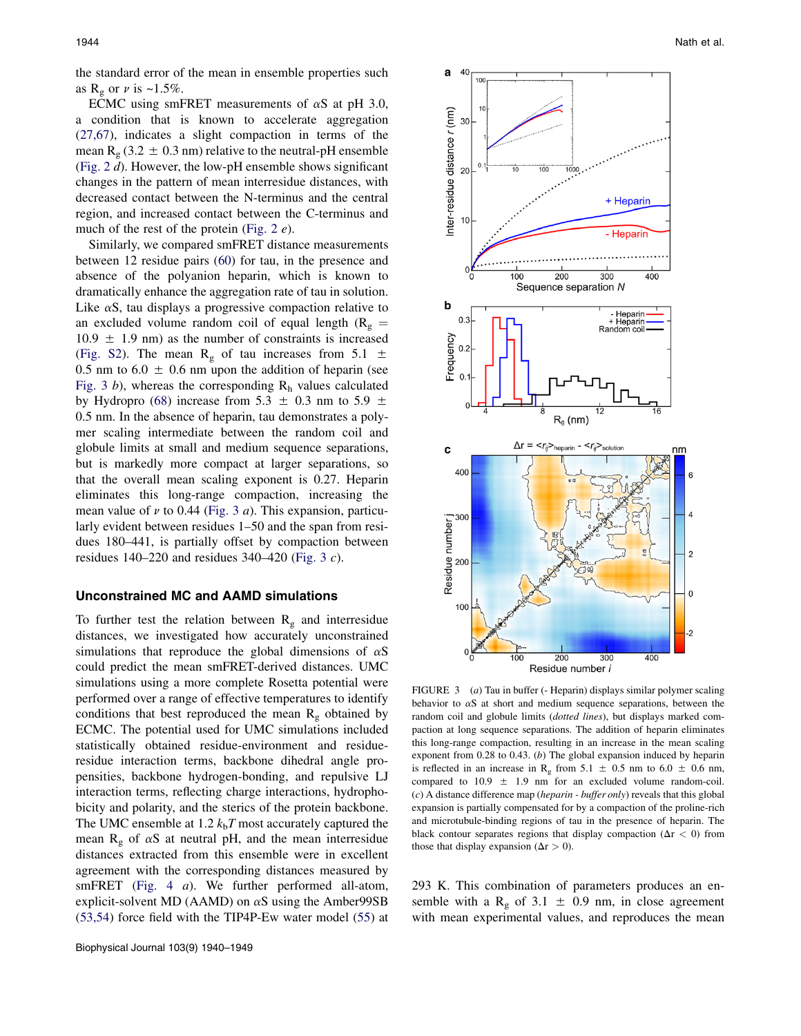the standard error of the mean in ensemble properties such as $R_g$ or $\nu$ is ~1.5%.

ECMC using smFRET measurements of αS at pH 3.0, a condition that is known to accelerate aggregation (27,67), indicates a slight compaction in terms of the mean $R_g$ (3.2 ± 0.3 nm) relative to the neutral-pH ensemble (Fig. 2 *d*). However, the low-pH ensemble shows significant changes in the pattern of mean interresidue distances, with decreased contact between the N-terminus and the central region, and increased contact between the C-terminus and much of the rest of the protein (Fig. 2 *e*).

Similarly, we compared smFRET distance measurements between 12 residue pairs (60) for tau, in the presence and absence of the polyanion heparin, which is known to dramatically enhance the aggregation rate of tau in solution. Like αS, tau displays a progressive compaction relative to an excluded volume random coil of equal length ($R_g$ = 10.9 ± 1.9 nm) as the number of constraints is increased (Fig. S2). The mean $R_g$ of tau increases from 5.1 ± 0.5 nm to 6.0 ± 0.6 nm upon the addition of heparin (see Fig. 3 *b*), whereas the corresponding $R_h$ values calculated by Hydropro (68) increase from 5.3 ± 0.3 nm to 5.9 ± 0.5 nm. In the absence of heparin, tau demonstrates a polymer scaling intermediate between the random coil and globule limits at small and medium sequence separations, but is markedly more compact at larger separations, so that the overall mean scaling exponent is 0.27. Heparin eliminates this long-range compaction, increasing the mean value of $\nu$ to 0.44 (Fig. 3 *a*). This expansion, particularly evident between residues 1–50 and the span from residues 180–441, is partially offset by compaction between residues 140–220 and residues 340–420 (Fig. 3 *c*).

FIGURE 3 (*a*) Tau in buffer (- Heparin) displays similar polymer scaling behavior to αS at short and medium sequence separations, between the random coil and globule limits (*dotted lines*), but displays marked compaction at long sequence separations. The addition of heparin eliminates this long-range compaction, resulting in an increase in the mean scaling exponent from 0.28 to 0.43. (*b*) The global expansion induced by heparin is reflected in an increase in $R_g$ from 5.1 ± 0.5 nm to 6.0 ± 0.6 nm, compared to 10.9 ± 1.9 nm for an excluded volume random-coil. (*c*) A distance difference map (*heparin - buffer only*) reveals that this global expansion is partially compensated for by a compaction of the proline-rich and microtubule-binding regions of tau in the presence of heparin. The black contour separates regions that display compaction ($\Delta r < 0$) from those that display expansion ($\Delta r > 0$).

## Unconstrained MC and AAMD simulations

To further test the relation between $R_g$ and interresidue distances, we investigated how accurately unconstrained simulations that reproduce the global dimensions of αS could predict the mean smFRET-derived distances. UMC simulations using a more complete Rosetta potential were performed over a range of effective temperatures to identify conditions that best reproduced the mean $R_g$ obtained by ECMC. The potential used for UMC simulations included statistically obtained residue-environment and residue-residue interaction terms, backbone dihedral angle propensities, backbone hydrogen-bonding, and repulsive LJ interaction terms, reflecting charge interactions, hydrophobicity and polarity, and the sterics of the protein backbone. The UMC ensemble at 1.2 $k_bT$ most accurately captured the mean $R_g$ of αS at neutral pH, and the mean interresidue distances extracted from this ensemble were in excellent agreement with the corresponding distances measured by smFRET (Fig. 4 *a*). We further performed all-atom, explicit-solvent MD (AAMD) on αS using the Amber99SB (53,54) force field with the TIP4P-Ew water model (55) at 293 K. This combination of parameters produces an ensemble with a $R_g$ of 3.1 ± 0.9 nm, in close agreement with mean experimental values, and reproduces the mean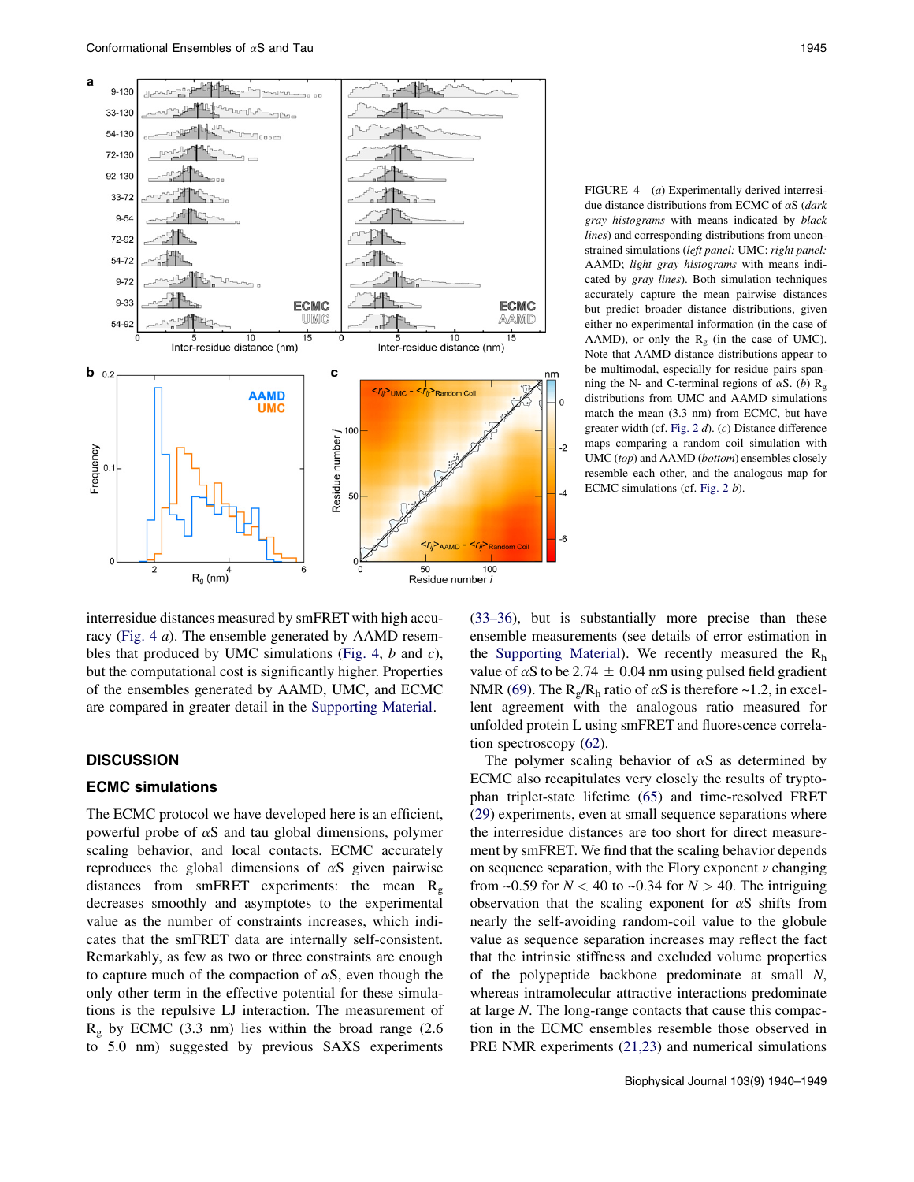FIGURE 4 (*a*) Experimentally derived interresidue distance distributions from ECMC of αS (*dark gray histograms* with means indicated by *black lines*) and corresponding distributions from unconstrained simulations (*left panel:* UMC; *right panel:* AAMD; *light gray histograms* with means indicated by *gray lines*). Both simulation techniques accurately capture the mean pairwise distances but predict broader distance distributions, given either no experimental information (in the case of AAMD), or only the $R_g$ (in the case of UMC). Note that AAMD distance distributions appear to be multimodal, especially for residue pairs spanning the N- and C-terminal regions of αS. (*b*) $R_g$ distributions from UMC and AAMD simulations match the mean (3.3 nm) from ECMC, but have greater width (cf. Fig. 2 *d*). (*c*) Distance difference maps comparing a random coil simulation with UMC (*top*) and AAMD (*bottom*) ensembles closely resemble each other, and the analogous map for ECMC simulations (cf. Fig. 2 *b*).

interresidue distances measured by smFRET with high accuracy (Fig. 4 *a*). The ensemble generated by AAMD resembles that produced by UMC simulations (Fig. 4, *b* and *c*), but the computational cost is significantly higher. Properties of the ensembles generated by AAMD, UMC, and ECMC are compared in greater detail in the Supporting Material.

## DISCUSSION

### ECMC simulations

The ECMC protocol we have developed here is an efficient, powerful probe of αS and tau global dimensions, polymer scaling behavior, and local contacts. ECMC accurately reproduces the global dimensions of αS given pairwise distances from smFRET experiments: the mean $R_g$ decreases smoothly and asymptotes to the experimental value as the number of constraints increases, which indicates that the smFRET data are internally self-consistent. Remarkably, as few as two or three constraints are enough to capture much of the compaction of αS, even though the only other term in the effective potential for these simulations is the repulsive LJ interaction. The measurement of $R_g$ by ECMC (3.3 nm) lies within the broad range (2.6 to 5.0 nm) suggested by previous SAXS experiments (33–36), but is substantially more precise than these ensemble measurements (see details of error estimation in the Supporting Material). We recently measured the $R_h$ value of αS to be 2.74 ± 0.04 nm using pulsed field gradient NMR (69). The $R_g/R_h$ ratio of αS is therefore ~1.2, in excellent agreement with the analogous ratio measured for unfolded protein L using smFRET and fluorescence correlation spectroscopy (62).

The polymer scaling behavior of αS as determined by ECMC also recapitulates very closely the results of tryptophan triplet-state lifetime (65) and time-resolved FRET (29) experiments, even at small sequence separations where the interresidue distances are too short for direct measurement by smFRET. We find that the scaling behavior depends on sequence separation, with the Flory exponent $\nu$ changing from ~0.59 for $N < 40$ to ~0.34 for $N > 40$. The intriguing observation that the scaling exponent for αS shifts from nearly the self-avoiding random-coil value to the globule value as sequence separation increases may reflect the fact that the intrinsic stiffness and excluded volume properties of the polypeptide backbone predominate at small $N$, whereas intramolecular attractive interactions predominate at large $N$. The long-range contacts that cause this compaction in the ECMC ensembles resemble those observed in PRE NMR experiments (21,23) and numerical simulations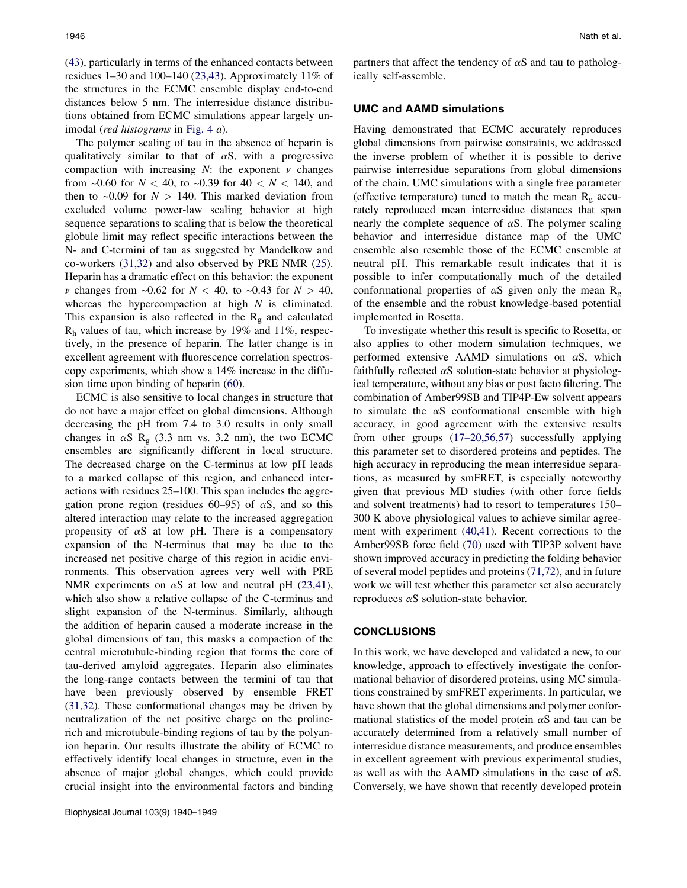(43), particularly in terms of the enhanced contacts between residues 1–30 and 100–140 (23,43). Approximately 11% of the structures in the ECMC ensemble display end-to-end distances below 5 nm. The interresidue distance distributions obtained from ECMC simulations appear largely unimodal (*red histograms* in Fig. 4 *a*).

The polymer scaling of tau in the absence of heparin is qualitatively similar to that of αS, with a progressive compaction with increasing $N$: the exponent $\nu$ changes from ~0.60 for $N < 40$, to ~0.39 for $40 < N < 140$, and then to ~0.09 for $N > 140$. This marked deviation from excluded volume power-law scaling behavior at high sequence separations to scaling that is below the theoretical globule limit may reflect specific interactions between the N- and C-termini of tau as suggested by Mandelkow and co-workers (31,32) and also observed by PRE NMR (25). Heparin has a dramatic effect on this behavior: the exponent $\nu$ changes from ~0.62 for $N < 40$, to ~0.43 for $N > 40$, whereas the hypercompaction at high $N$ is eliminated. This expansion is also reflected in the $R_g$ and calculated $R_h$ values of tau, which increase by 19% and 11%, respectively, in the presence of heparin. The latter change is in excellent agreement with fluorescence correlation spectroscopy experiments, which show a 14% increase in the diffusion time upon binding of heparin (60).

ECMC is also sensitive to local changes in structure that do not have a major effect on global dimensions. Although decreasing the pH from 7.4 to 3.0 results in only small changes in αS $R_g$ (3.3 nm vs. 3.2 nm), the two ECMC ensembles are significantly different in local structure. The decreased charge on the C-terminus at low pH leads to a marked collapse of this region, and enhanced interactions with residues 25–100. This span includes the aggregation prone region (residues 60–95) of αS, and so this altered interaction may relate to the increased aggregation propensity of αS at low pH. There is a compensatory expansion of the N-terminus that may be due to the increased net positive charge of this region in acidic environments. This observation agrees very well with PRE NMR experiments on αS at low and neutral pH (23,41), which also show a relative collapse of the C-terminus and slight expansion of the N-terminus. Similarly, although the addition of heparin caused a moderate increase in the global dimensions of tau, this masks a compaction of the central microtubule-binding region that forms the core of tau-derived amyloid aggregates. Heparin also eliminates the long-range contacts between the termini of tau that have been previously observed by ensemble FRET (31,32). These conformational changes may be driven by neutralization of the net positive charge on the proline-rich and microtubule-binding regions of tau by the polyanion heparin. Our results illustrate the ability of ECMC to effectively identify local changes in structure, even in the absence of major global changes, which could provide crucial insight into the environmental factors and binding partners that affect the tendency of αS and tau to pathologically self-assemble.

## UMC and AAMD simulations

Having demonstrated that ECMC accurately reproduces global dimensions from pairwise constraints, we addressed the inverse problem of whether it is possible to derive pairwise interresidue separations from global dimensions of the chain. UMC simulations with a single free parameter (effective temperature) tuned to match the mean $R_g$ accurately reproduced mean interresidue distances that span nearly the complete sequence of αS. The polymer scaling behavior and interresidue distance map of the UMC ensemble also resemble those of the ECMC ensemble at neutral pH. This remarkable result indicates that it is possible to infer computationally much of the detailed conformational properties of αS given only the mean $R_g$ of the ensemble and the robust knowledge-based potential implemented in Rosetta.

To investigate whether this result is specific to Rosetta, or also applies to other modern simulation techniques, we performed extensive AAMD simulations on αS, which faithfully reflected αS solution-state behavior at physiological temperature, without any bias or post facto filtering. The combination of Amber99SB and TIP4P-Ew solvent appears to simulate the αS conformational ensemble with high accuracy, in good agreement with the extensive results from other groups (17–20,56,57) successfully applying this parameter set to disordered proteins and peptides. The high accuracy in reproducing the mean interresidue separations, as measured by smFRET, is especially noteworthy given that previous MD studies (with other force fields and solvent treatments) had to resort to temperatures 150–300 K above physiological values to achieve similar agreement with experiment (40,41). Recent corrections to the Amber99SB force field (70) used with TIP3P solvent have shown improved accuracy in predicting the folding behavior of several model peptides and proteins (71,72), and in future work we will test whether this parameter set also accurately reproduces αS solution-state behavior.

## CONCLUSIONS

In this work, we have developed and validated a new, to our knowledge, approach to effectively investigate the conformational behavior of disordered proteins, using MC simulations constrained by smFRET experiments. In particular, we have shown that the global dimensions and polymer conformational statistics of the model protein αS and tau can be accurately determined from a relatively small number of interresidue distance measurements, and produce ensembles in excellent agreement with previous experimental studies, as well as with the AAMD simulations in the case of αS. Conversely, we have shown that recently developed protein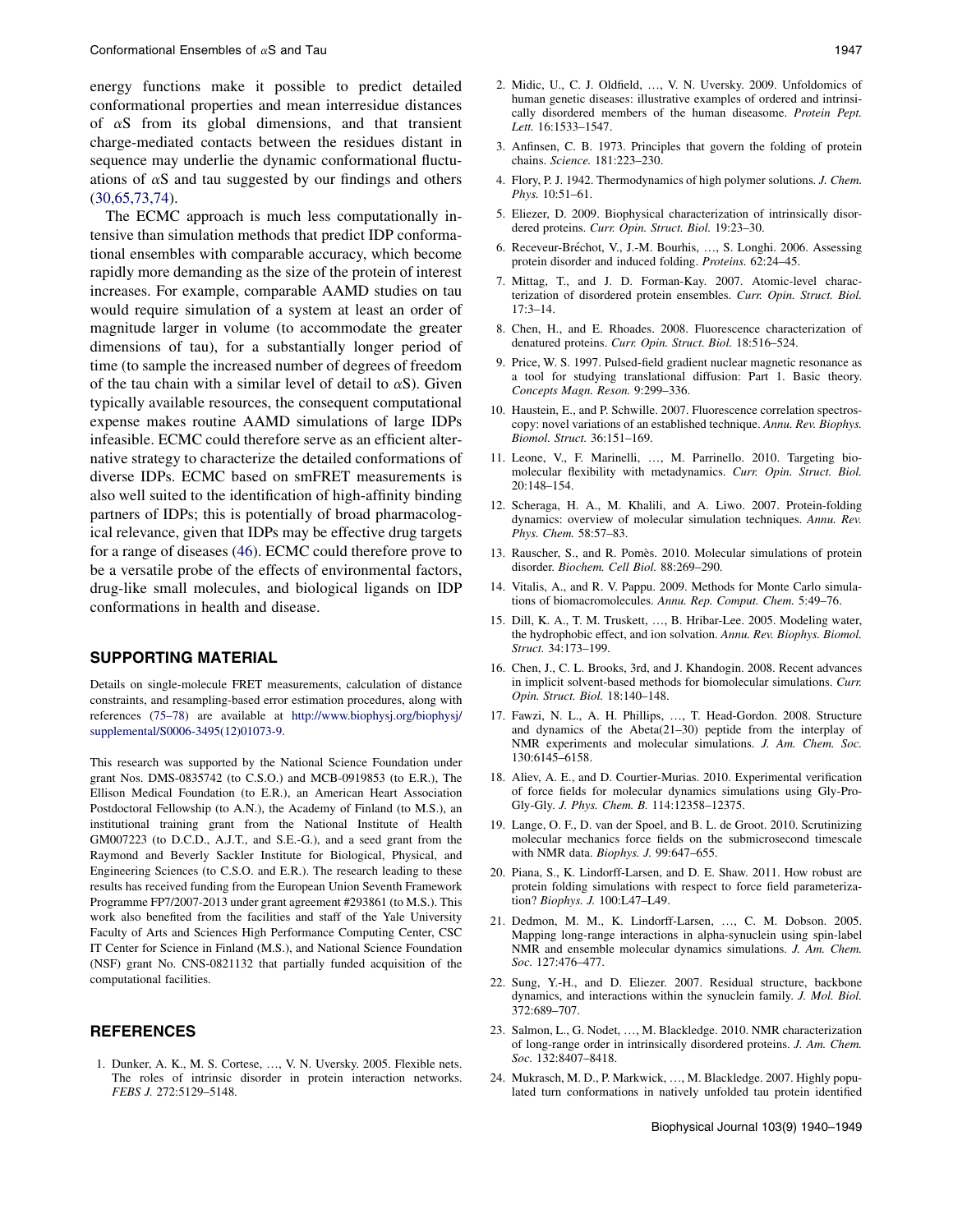energy functions make it possible to predict detailed conformational properties and mean interresidue distances of αS from its global dimensions, and that transient charge-mediated contacts between the residues distant in sequence may underlie the dynamic conformational fluctuations of αS and tau suggested by our findings and others (30,65,73,74).

The ECMC approach is much less computationally intensive than simulation methods that predict IDP conformational ensembles with comparable accuracy, which become rapidly more demanding as the size of the protein of interest increases. For example, comparable AAMD studies on tau would require simulation of a system at least an order of magnitude larger in volume (to accommodate the greater dimensions of tau), for a substantially longer period of time (to sample the increased number of degrees of freedom of the tau chain with a similar level of detail to αS). Given typically available resources, the consequent computational expense makes routine AAMD simulations of large IDPs infeasible. ECMC could therefore serve as an efficient alternative strategy to characterize the detailed conformations of diverse IDPs. ECMC based on smFRET measurements is also well suited to the identification of high-affinity binding partners of IDPs; this is potentially of broad pharmacological relevance, given that IDPs may be effective drug targets for a range of diseases (46). ECMC could therefore prove to be a versatile probe of the effects of environmental factors, drug-like small molecules, and biological ligands on IDP conformations in health and disease.

## SUPPORTING MATERIAL

Details on single-molecule FRET measurements, calculation of distance constraints, and resampling-based error estimation procedures, along with references (75–78) are available at http://www.biophysj.org/biophysj/supplemental/S0006-3495(12)01073-9.

This research was supported by the National Science Foundation under grant Nos. DMS-0835742 (to C.S.O.) and MCB-0919853 (to E.R.), The Ellison Medical Foundation (to E.R.), an American Heart Association Postdoctoral Fellowship (to A.N.), the Academy of Finland (to M.S.), an institutional training grant from the National Institute of Health GM007223 (to D.C.D., A.J.T., and S.E-G.), and a seed grant from the Raymond and Beverly Sackler Institute for Biological, Physical, and Engineering Sciences (to C.S.O. and E.R.). The research leading to these results has received funding from the European Union Seventh Framework Programme FP7/2007-2013 under grant agreement #293861 (to M.S.). This work also benefited from the facilities and staff of the Yale University Faculty of Arts and Sciences High Performance Computing Center, CSC IT Center for Science in Finland (M.S.), and National Science Foundation (NSF) grant No. CNS-0821132 that partially funded acquisition of the computational facilities.

## REFERENCES

1. Dunker, A. K., M. S. Cortese, …, V. N. Uversky. 2005. Flexible nets. The roles of intrinsic disorder in protein interaction networks. *FEBS J.* 272:5129–5148.
2. Midic, U., C. J. Oldfield, …, V. N. Uversky. 2009. Unfoldomics of human genetic diseases: illustrative examples of ordered and intrinsically disordered members of the human diseasome. *Protein Pept. Lett.* 16:1533–1547.
3. Anfinsen, C. B. 1973. Principles that govern the folding of protein chains. *Science.* 181:223–230.
4. Flory, P. J. 1942. Thermodynamics of high polymer solutions. *J. Chem. Phys.* 10:51–61.
5. Eliezer, D. 2009. Biophysical characterization of intrinsically disordered proteins. *Curr. Opin. Struct. Biol.* 19:23–30.
6. Receveur-Bréchot, V., J.-M. Bourhis, …, S. Longhi. 2006. Assessing protein disorder and induced folding. *Proteins.* 62:24–45.
7. Mittag, T., and J. D. Forman-Kay. 2007. Atomic-level characterization of disordered protein ensembles. *Curr. Opin. Struct. Biol.* 17:3–14.
8. Chen, H., and E. Rhoades. 2008. Fluorescence characterization of denatured proteins. *Curr. Opin. Struct. Biol.* 18:516–524.
9. Price, W. S. 1997. Pulsed-field gradient nuclear magnetic resonance as a tool for studying translational diffusion: Part 1. Basic theory. *Concepts Magn. Reson.* 9:299–336.
10. Haustein, E., and P. Schwille. 2007. Fluorescence correlation spectroscopy: novel variations of an established technique. *Annu. Rev. Biophys. Biomol. Struct.* 36:151–169.
11. Leone, V., F. Marinelli, …, M. Parrinello. 2010. Targeting biomolecular flexibility with metadynamics. *Curr. Opin. Struct. Biol.* 20:148–154.
12. Scheraga, H. A., M. Khalili, and A. Liwo. 2007. Protein-folding dynamics: overview of molecular simulation techniques. *Annu. Rev. Phys. Chem.* 58:57–83.
13. Rauscher, S., and R. Pomès. 2010. Molecular simulations of protein disorder. *Biochem. Cell Biol.* 88:269–290.
14. Vitalis, A., and R. V. Pappu. 2009. Methods for Monte Carlo simulations of biomacromolecules. *Annu. Rep. Comput. Chem.* 5:49–76.
15. Dill, K. A., T. M. Truskett, …, B. Hribar-Lee. 2005. Modeling water, the hydrophobic effect, and ion solvation. *Annu. Rev. Biophys. Biomol. Struct.* 34:173–199.
16. Chen, J., C. L. Brooks, 3rd, and J. Khandogin. 2008. Recent advances in implicit solvent-based methods for biomolecular simulations. *Curr. Opin. Struct. Biol.* 18:140–148.
17. Fawzi, N. L., A. H. Phillips, …, T. Head-Gordon. 2008. Structure and dynamics of the Abeta(21–30) peptide from the interplay of NMR experiments and molecular simulations. *J. Am. Chem. Soc.* 130:6145–6158.
18. Aliev, A. E., and D. Courtier-Murias. 2010. Experimental verification of force fields for molecular dynamics simulations using Gly-Pro-Gly-Gly. *J. Phys. Chem. B.* 114:12358–12375.
19. Lange, O. F., D. van der Spoel, and B. L. de Groot. 2010. Scrutinizing molecular mechanics force fields on the submicrosecond timescale with NMR data. *Biophys. J.* 99:647–655.
20. Piana, S., K. Lindorff-Larsen, and D. E. Shaw. 2011. How robust are protein folding simulations with respect to force field parameterization? *Biophys. J.* 100:L47–L49.
21. Dedmon, M. M., K. Lindorff-Larsen, …, C. M. Dobson. 2005. Mapping long-range interactions in alpha-synuclein using spin-label NMR and ensemble molecular dynamics simulations. *J. Am. Chem. Soc.* 127:476–477.
22. Sung, Y.-H., and D. Eliezer. 2007. Residual structure, backbone dynamics, and interactions within the synuclein family. *J. Mol. Biol.* 372:689–707.
23. Salmon, L., G. Nodet, …, M. Blackledge. 2010. NMR characterization of long-range order in intrinsically disordered proteins. *J. Am. Chem. Soc.* 132:8407–8418.
24. Mukrasch, M. D., P. Markwick, …, M. Blackledge. 2007. Highly populated turn conformations in natively unfolded tau protein identified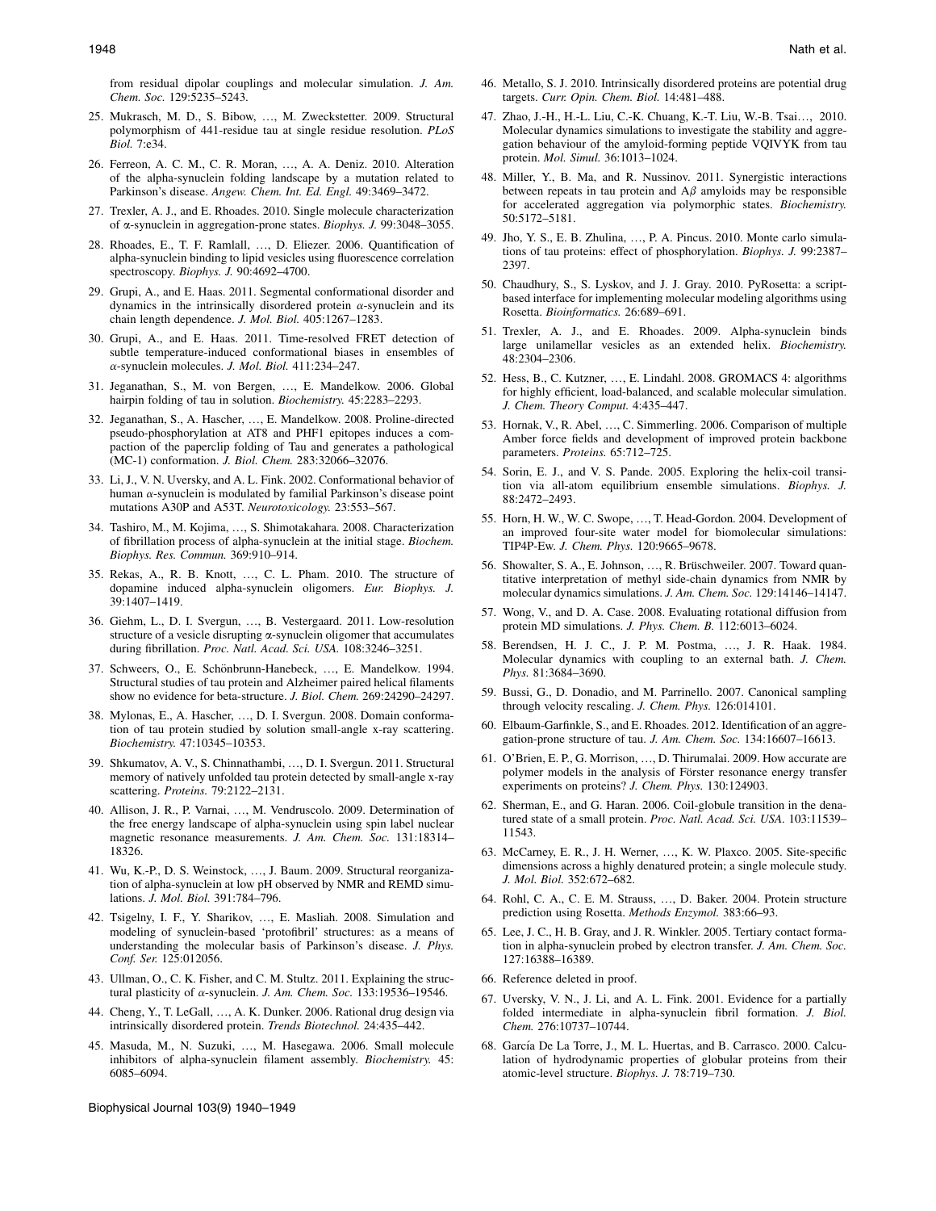from residual dipolar couplings and molecular simulation. *J. Am. Chem. Soc.* 129:5235–5243.

25. Mukrasch, M. D., S. Bibow, …, M. Zweckstetter. 2009. Structural polymorphism of 441-residue tau at single residue resolution. *PLoS Biol.* 7:e34.

26. Ferreon, A. C. M., C. R. Moran, …, A. A. Deniz. 2010. Alteration of the alpha-synuclein folding landscape by a mutation related to Parkinson's disease. *Angew. Chem. Int. Ed. Engl.* 49:3469–3472.

27. Trexler, A. J., and E. Rhoades. 2010. Single molecule characterization of α-synuclein in aggregation-prone states. *Biophys. J.* 99:3048–3055.

28. Rhoades, E., T. F. Ramlall, …, D. Eliezer. 2006. Quantification of alpha-synuclein binding to lipid vesicles using fluorescence correlation spectroscopy. *Biophys. J.* 90:4692–4700.

29. Grupi, A., and E. Haas. 2011. Segmental conformational disorder and dynamics in the intrinsically disordered protein α-synuclein and its chain length dependence. *J. Mol. Biol.* 405:1267–1283.

30. Grupi, A., and E. Haas. 2011. Time-resolved FRET detection of subtle temperature-induced conformational biases in ensembles of α-synuclein molecules. *J. Mol. Biol.* 411:234–247.

31. Jeganathan, S., M. von Bergen, …, E. Mandelkow. 2006. Global hairpin folding of tau in solution. *Biochemistry.* 45:2283–2293.

32. Jeganathan, S., A. Hascher, …, E. Mandelkow. 2008. Proline-directed pseudo-phosphorylation at AT8 and PHF1 epitopes induces a compaction of the paperclip folding of Tau and generates a pathological (MC-1) conformation. *J. Biol. Chem.* 283:32066–32076.

33. Li, J., V. N. Uversky, and A. L. Fink. 2002. Conformational behavior of human α-synuclein is modulated by familial Parkinson's disease point mutations A30P and A53T. *Neurotoxicology.* 23:553–567.

34. Tashiro, M., M. Kojima, …, S. Shimotakahara. 2008. Characterization of fibrillation process of alpha-synuclein at the initial stage. *Biochem. Biophys. Res. Commun.* 369:910–914.

35. Rekas, A., R. B. Knott, …, C. L. Pham. 2010. The structure of dopamine induced alpha-synuclein oligomers. *Eur. Biophys. J.* 39:1407–1419.

36. Giehm, L., D. I. Svergun, …, B. Vestergaard. 2011. Low-resolution structure of a vesicle disrupting α-synuclein oligomer that accumulates during fibrillation. *Proc. Natl. Acad. Sci. USA.* 108:3246–3251.

37. Schweers, O., E. Schönbrunn-Hanebeck, …, E. Mandelkow. 1994. Structural studies of tau protein and Alzheimer paired helical filaments show no evidence for beta-structure. *J. Biol. Chem.* 269:24290–24297.

38. Mylonas, E., A. Hascher, …, D. I. Svergun. 2008. Domain conformation of tau protein studied by solution small-angle x-ray scattering. *Biochemistry.* 47:10345–10353.

39. Shkumatov, A. V., S. Chinnathambi, …, D. I. Svergun. 2011. Structural memory of natively unfolded tau protein detected by small-angle x-ray scattering. *Proteins.* 79:2122–2131.

40. Allison, J. R., P. Varnai, …, M. Vendruscolo. 2009. Determination of the free energy landscape of alpha-synuclein using spin label nuclear magnetic resonance measurements. *J. Am. Chem. Soc.* 131:18314–18326.

41. Wu, K.-P., D. S. Weinstock, …, J. Baum. 2009. Structural reorganization of alpha-synuclein at low pH observed by NMR and REMD simulations. *J. Mol. Biol.* 391:784–796.

42. Tsigelny, I. F., Y. Sharikov, …, E. Masliah. 2008. Simulation and modeling of synuclein-based 'protofibril' structures: as a means of understanding the molecular basis of Parkinson's disease. *J. Phys. Conf. Ser.* 125:012056.

43. Ullman, O., C. K. Fisher, and C. M. Stultz. 2011. Explaining the structural plasticity of α-synuclein. *J. Am. Chem. Soc.* 133:19536–19546.

44. Cheng, Y., T. LeGall, …, A. K. Dunker. 2006. Rational drug design via intrinsically disordered protein. *Trends Biotechnol.* 24:435–442.

45. Masuda, M., N. Suzuki, …, M. Hasegawa. 2006. Small molecule inhibitors of alpha-synuclein filament assembly. *Biochemistry.* 45:6085–6094.

46. Metallo, S. J. 2010. Intrinsically disordered proteins are potential drug targets. *Curr. Opin. Chem. Biol.* 14:481–488.

47. Zhao, J.-H., H.-L. Liu, C.-K. Chuang, K.-T. Liu, W.-B. Tsai…, 2010. Molecular dynamics simulations to investigate the stability and aggregation behaviour of the amyloid-forming peptide VQIVYK from tau protein. *Mol. Simul.* 36:1013–1024.

48. Miller, Y., B. Ma, and R. Nussinov. 2011. Synergistic interactions between repeats in tau protein and Aβ amyloids may be responsible for accelerated aggregation via polymorphic states. *Biochemistry.* 50:5172–5181.

49. Jho, Y. S., E. B. Zhulina, …, P. A. Pincus. 2010. Monte carlo simulations of tau proteins: effect of phosphorylation. *Biophys. J.* 99:2387–2397.

50. Chaudhury, S., S. Lyskov, and J. J. Gray. 2010. PyRosetta: a script-based interface for implementing molecular modeling algorithms using Rosetta. *Bioinformatics.* 26:689–691.

51. Trexler, A. J., and E. Rhoades. 2009. Alpha-synuclein binds large unilamellar vesicles as an extended helix. *Biochemistry.* 48:2304–2306.

52. Hess, B., C. Kutzner, …, E. Lindahl. 2008. GROMACS 4: algorithms for highly efficient, load-balanced, and scalable molecular simulation. *J. Chem. Theory Comput.* 4:435–447.

53. Hornak, V., R. Abel, …, C. Simmerling. 2006. Comparison of multiple Amber force fields and development of improved protein backbone parameters. *Proteins.* 65:712–725.

54. Sorin, E. J., and V. S. Pande. 2005. Exploring the helix-coil transition via all-atom equilibrium ensemble simulations. *Biophys. J.* 88:2472–2493.

55. Horn, H. W., W. C. Swope, …, T. Head-Gordon. 2004. Development of an improved four-site water model for biomolecular simulations: TIP4P-Ew. *J. Chem. Phys.* 120:9665–9678.

56. Showalter, S. A., E. Johnson, …, R. Brüschweiler. 2007. Toward quantitative interpretation of methyl side-chain dynamics from NMR by molecular dynamics simulations. *J. Am. Chem. Soc.* 129:14146–14147.

57. Wong, V., and D. A. Case. 2008. Evaluating rotational diffusion from protein MD simulations. *J. Phys. Chem. B.* 112:6013–6024.

58. Berendsen, H. J. C., J. P. M. Postma, …, J. R. Haak. 1984. Molecular dynamics with coupling to an external bath. *J. Chem. Phys.* 81:3684–3690.

59. Bussi, G., D. Donadio, and M. Parrinello. 2007. Canonical sampling through velocity rescaling. *J. Chem. Phys.* 126:014101.

60. Elbaum-Garfinkle, S., and E. Rhoades. 2012. Identification of an aggregation-prone structure of tau. *J. Am. Chem. Soc.* 134:16607–16613.

61. O'Brien, E. P., G. Morrison, …, D. Thirumalai. 2009. How accurate are polymer models in the analysis of Förster resonance energy transfer experiments on proteins? *J. Chem. Phys.* 130:124903.

62. Sherman, E., and G. Haran. 2006. Coil-globule transition in the denatured state of a small protein. *Proc. Natl. Acad. Sci. USA.* 103:11539–11543.

63. McCarney, E. R., J. H. Werner, …, K. W. Plaxco. 2005. Site-specific dimensions across a highly denatured protein; a single molecule study. *J. Mol. Biol.* 352:672–682.

64. Rohl, C. A., C. E. M. Strauss, …, D. Baker. 2004. Protein structure prediction using Rosetta. *Methods Enzymol.* 383:66–93.

65. Lee, J. C., H. B. Gray, and J. R. Winkler. 2005. Tertiary contact formation in alpha-synuclein probed by electron transfer. *J. Am. Chem. Soc.* 127:16388–16389.

66. Reference deleted in proof.

67. Uversky, V. N., J. Li, and A. L. Fink. 2001. Evidence for a partially folded intermediate in alpha-synuclein fibril formation. *J. Biol. Chem.* 276:10737–10744.

68. García De La Torre, J., M. L. Huertas, and B. Carrasco. 2000. Calculation of hydrodynamic properties of globular proteins from their atomic-level structure. *Biophys. J.* 78:719–730.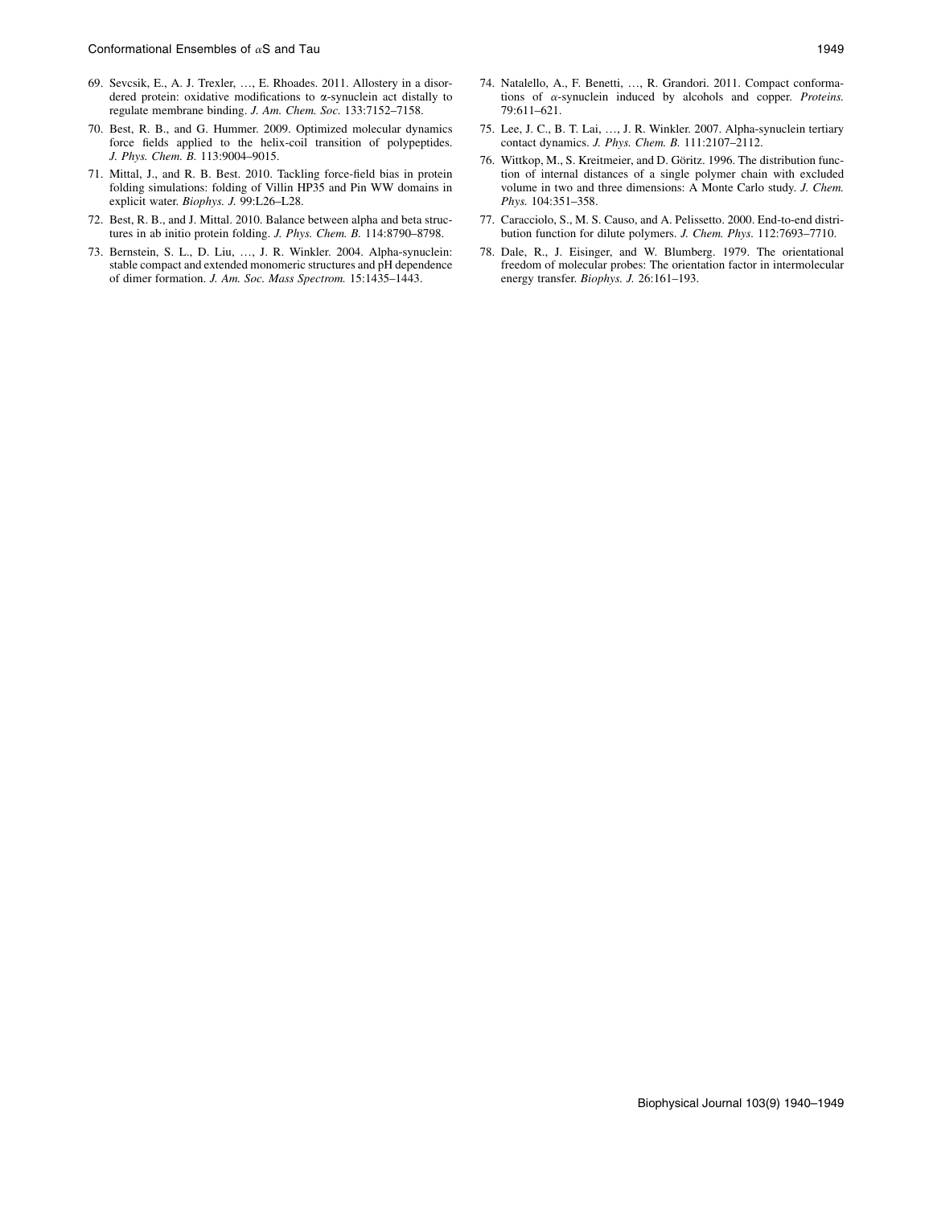69. Sevcsik, E., A. J. Trexler, …, E. Rhoades. 2011. Allostery in a disordered protein: oxidative modifications to α-synuclein act distally to regulate membrane binding. *J. Am. Chem. Soc.* 133:7152–7158.

70. Best, R. B., and G. Hummer. 2009. Optimized molecular dynamics force fields applied to the helix-coil transition of polypeptides. *J. Phys. Chem. B.* 113:9004–9015.

71. Mittal, J., and R. B. Best. 2010. Tackling force-field bias in protein folding simulations: folding of Villin HP35 and Pin WW domains in explicit water. *Biophys. J.* 99:L26–L28.

72. Best, R. B., and J. Mittal. 2010. Balance between alpha and beta structures in ab initio protein folding. *J. Phys. Chem. B.* 114:8790–8798.

73. Bernstein, S. L., D. Liu, …, J. R. Winkler. 2004. Alpha-synuclein: stable compact and extended monomeric structures and pH dependence of dimer formation. *J. Am. Soc. Mass Spectrom.* 15:1435–1443.

74. Natalello, A., F. Benetti, …, R. Grandori. 2011. Compact conformations of α-synuclein induced by alcohols and copper. *Proteins.* 79:611–621.

75. Lee, J. C., B. T. Lai, …, J. R. Winkler. 2007. Alpha-synuclein tertiary contact dynamics. *J. Phys. Chem. B.* 111:2107–2112.

76. Wittkop, M., S. Kreitmeier, and D. Göritz. 1996. The distribution function of internal distances of a single polymer chain with excluded volume in two and three dimensions: A Monte Carlo study. *J. Chem. Phys.* 104:351–358.

77. Caracciolo, S., M. S. Causo, and A. Pelissetto. 2000. End-to-end distribution function for dilute polymers. *J. Chem. Phys.* 112:7693–7710.

78. Dale, R., J. Eisinger, and W. Blumberg. 1979. The orientational freedom of molecular probes: The orientation factor in intermolecular energy transfer. *Biophys. J.* 26:161–193.